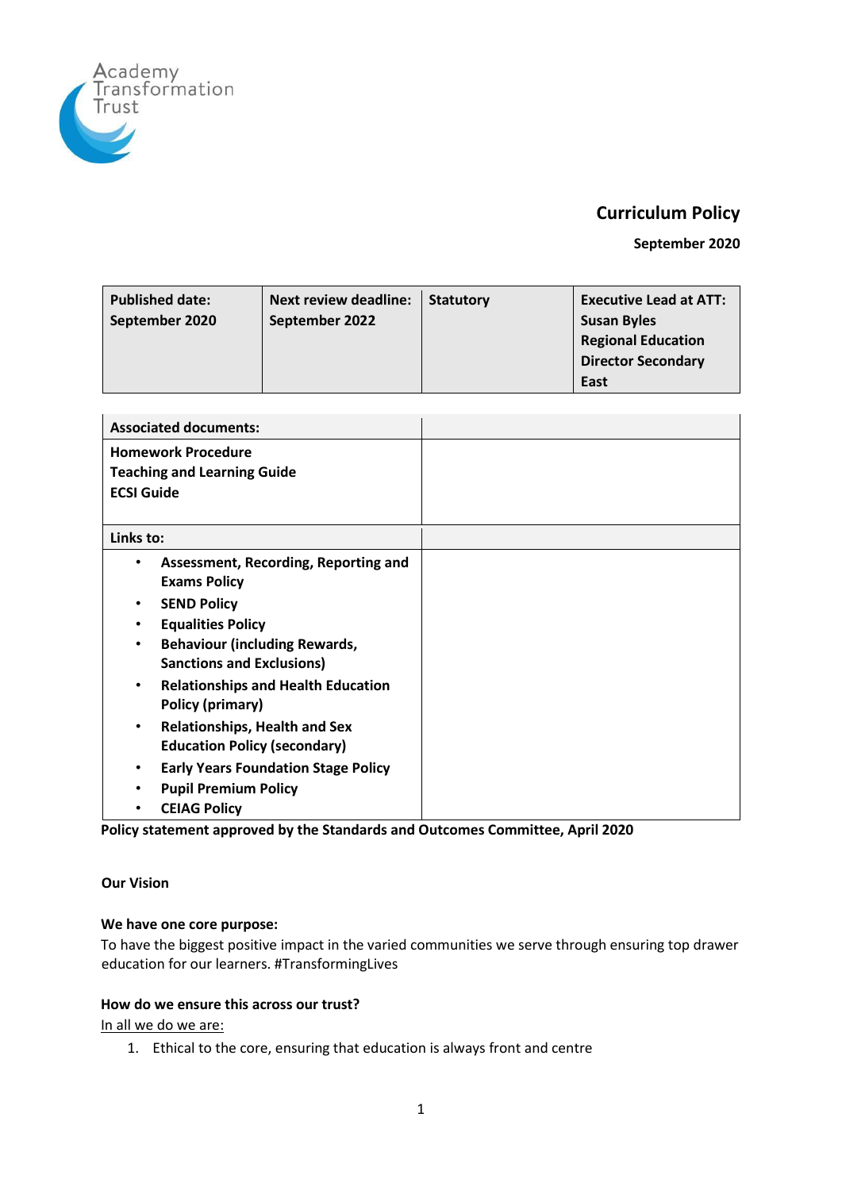Academy Transformation Trust

# Curriculum Policy

**September 2020**

| Published date: September 2020 | Next review deadline: September 2022 | Statutory | Executive Lead at ATT: Susan Byles Regional Education Director Secondary East |
|---|---|---|---|

| Associated documents: | |
|---|---|
| Homework Procedure<br>Teaching and Learning Guide<br>ECSI Guide | |
| **Links to:** | |
| • Assessment, Recording, Reporting and Exams Policy<br>• SEND Policy<br>• Equalities Policy<br>• Behaviour (including Rewards, Sanctions and Exclusions)<br>• Relationships and Health Education Policy (primary)<br>• Relationships, Health and Sex Education Policy (secondary)<br>• Early Years Foundation Stage Policy<br>• Pupil Premium Policy<br>• CEIAG Policy | |

**Policy statement approved by the Standards and Outcomes Committee, April 2020**

**Our Vision**

**We have one core purpose:**

To have the biggest positive impact in the varied communities we serve through ensuring top drawer education for our learners. #TransformingLives

**How do we ensure this across our trust?**

In all we do we are:

1. Ethical to the core, ensuring that education is always front and centre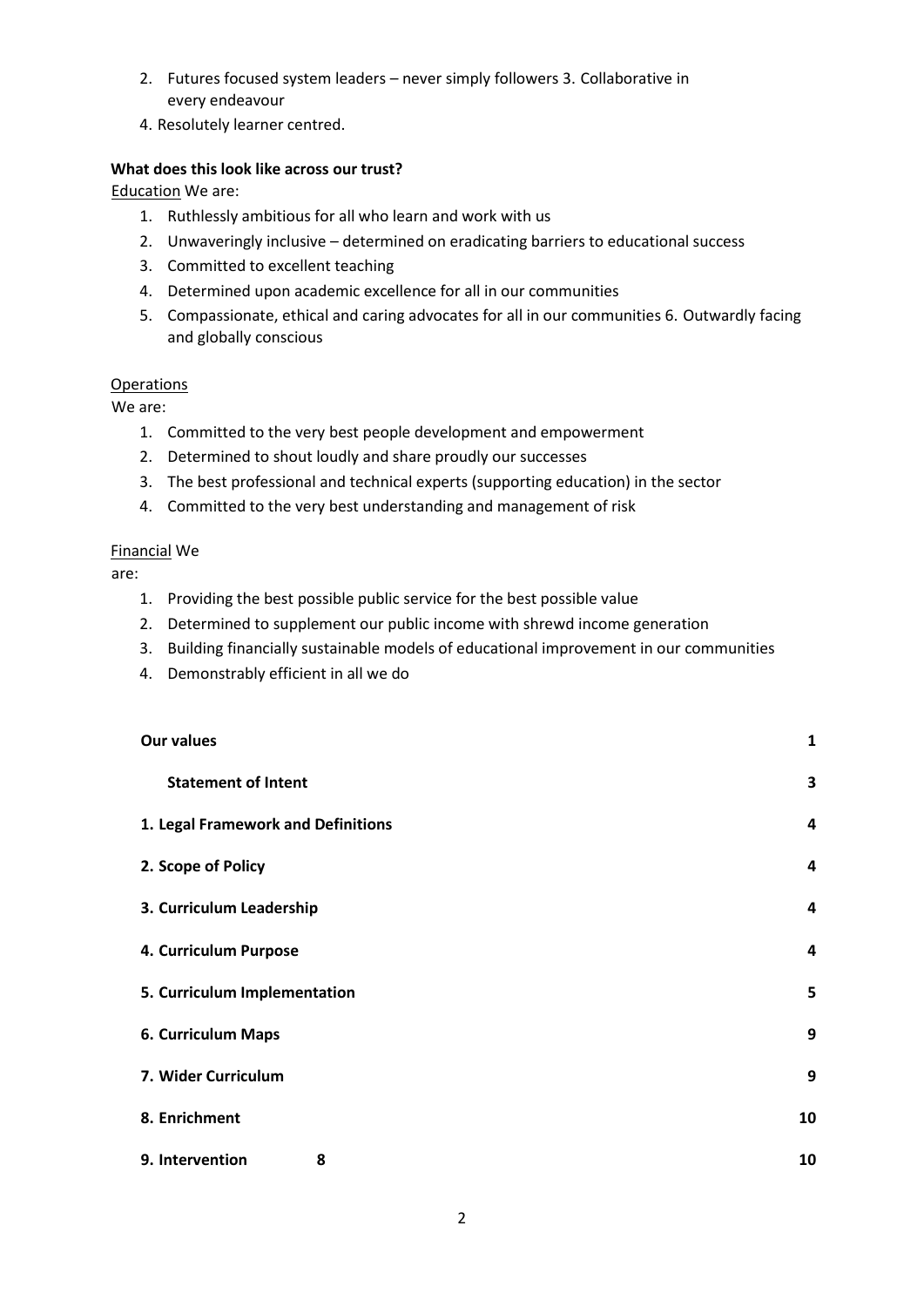2. Futures focused system leaders – never simply followers 3. Collaborative in every endeavour
4. Resolutely learner centred.

**What does this look like across our trust?**

Education We are:

1. Ruthlessly ambitious for all who learn and work with us
2. Unwaveringly inclusive – determined on eradicating barriers to educational success
3. Committed to excellent teaching
4. Determined upon academic excellence for all in our communities
5. Compassionate, ethical and caring advocates for all in our communities 6. Outwardly facing and globally conscious

Operations

We are:

1. Committed to the very best people development and empowerment
2. Determined to shout loudly and share proudly our successes
3. The best professional and technical experts (supporting education) in the sector
4. Committed to the very best understanding and management of risk

Financial We are:

1. Providing the best possible public service for the best possible value
2. Determined to supplement our public income with shrewd income generation
3. Building financially sustainable models of educational improvement in our communities
4. Demonstrably efficient in all we do

| | |
|---|---|
| **Our values** | **1** |
| **Statement of Intent** | **3** |
| **1. Legal Framework and Definitions** | **4** |
| **2. Scope of Policy** | **4** |
| **3. Curriculum Leadership** | **4** |
| **4. Curriculum Purpose** | **4** |
| **5. Curriculum Implementation** | **5** |
| **6. Curriculum Maps** | **9** |
| **7. Wider Curriculum** | **9** |
| **8. Enrichment** | **10** |
| **9. Intervention 8** | **10** |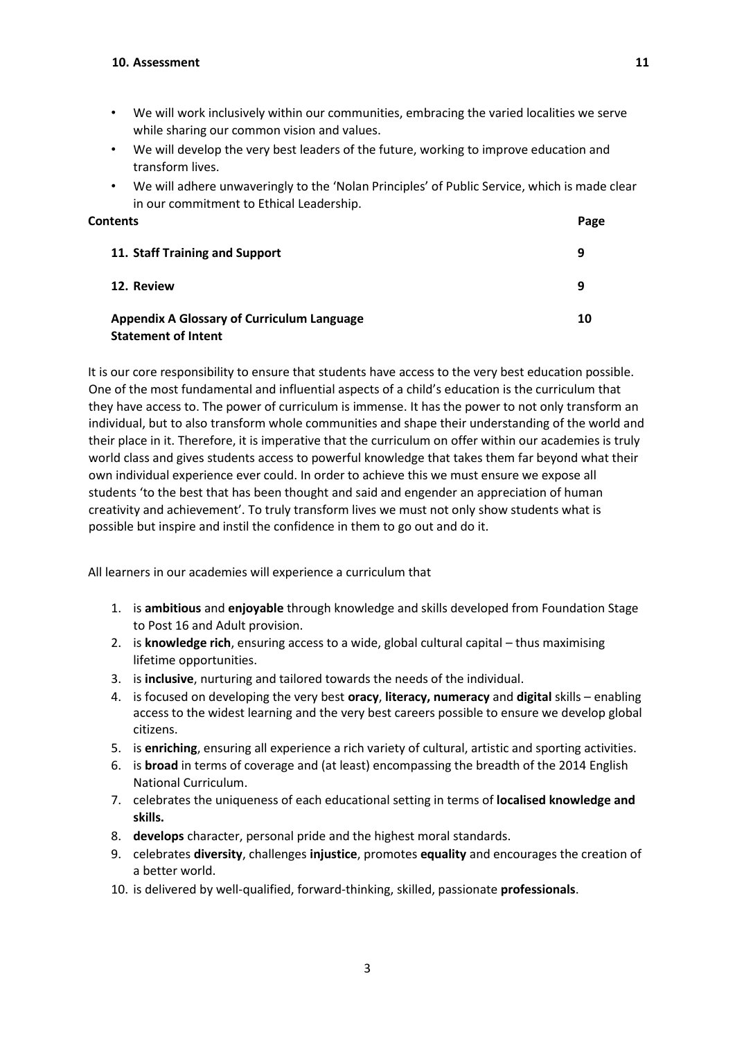**10. Assessment** **11**

- We will work inclusively within our communities, embracing the varied localities we serve while sharing our common vision and values.
- We will develop the very best leaders of the future, working to improve education and transform lives.
- We will adhere unwaveringly to the 'Nolan Principles' of Public Service, which is made clear in our commitment to Ethical Leadership.

| **Contents** | **Page** |
|---|---|
| **11. Staff Training and Support** | **9** |
| **12. Review** | **9** |
| **Appendix A Glossary of Curriculum Language** | **10** |

## Statement of Intent

It is our core responsibility to ensure that students have access to the very best education possible. One of the most fundamental and influential aspects of a child's education is the curriculum that they have access to. The power of curriculum is immense. It has the power to not only transform an individual, but to also transform whole communities and shape their understanding of the world and their place in it. Therefore, it is imperative that the curriculum on offer within our academies is truly world class and gives students access to powerful knowledge that takes them far beyond what their own individual experience ever could. In order to achieve this we must ensure we expose all students 'to the best that has been thought and said and engender an appreciation of human creativity and achievement'. To truly transform lives we must not only show students what is possible but inspire and instil the confidence in them to go out and do it.

All learners in our academies will experience a curriculum that

1. is **ambitious** and **enjoyable** through knowledge and skills developed from Foundation Stage to Post 16 and Adult provision.
2. is **knowledge rich**, ensuring access to a wide, global cultural capital – thus maximising lifetime opportunities.
3. is **inclusive**, nurturing and tailored towards the needs of the individual.
4. is focused on developing the very best **oracy**, **literacy, numeracy** and **digital** skills – enabling access to the widest learning and the very best careers possible to ensure we develop global citizens.
5. is **enriching**, ensuring all experience a rich variety of cultural, artistic and sporting activities.
6. is **broad** in terms of coverage and (at least) encompassing the breadth of the 2014 English National Curriculum.
7. celebrates the uniqueness of each educational setting in terms of **localised knowledge and skills.**
8. **develops** character, personal pride and the highest moral standards.
9. celebrates **diversity**, challenges **injustice**, promotes **equality** and encourages the creation of a better world.
10. is delivered by well-qualified, forward-thinking, skilled, passionate **professionals**.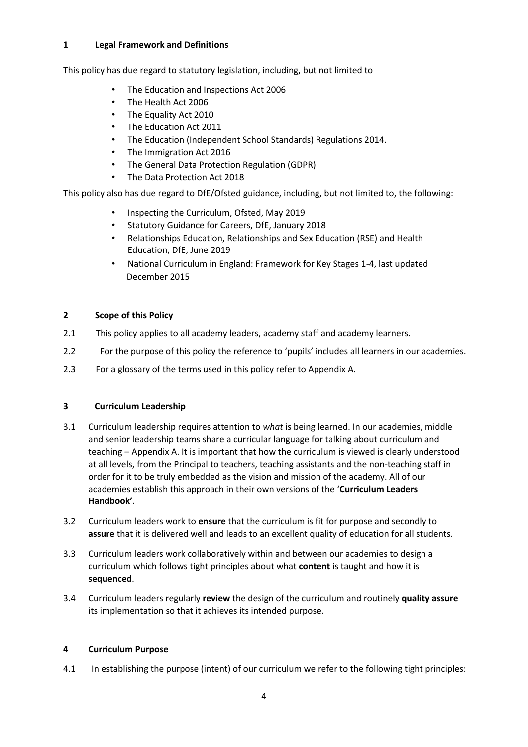## 1 Legal Framework and Definitions

This policy has due regard to statutory legislation, including, but not limited to

- The Education and Inspections Act 2006
- The Health Act 2006
- The Equality Act 2010
- The Education Act 2011
- The Education (Independent School Standards) Regulations 2014.
- The Immigration Act 2016
- The General Data Protection Regulation (GDPR)
- The Data Protection Act 2018

This policy also has due regard to DfE/Ofsted guidance, including, but not limited to, the following:

- Inspecting the Curriculum, Ofsted, May 2019
- Statutory Guidance for Careers, DfE, January 2018
- Relationships Education, Relationships and Sex Education (RSE) and Health Education, DfE, June 2019
- National Curriculum in England: Framework for Key Stages 1-4, last updated December 2015

## 2 Scope of this Policy

2.1 This policy applies to all academy leaders, academy staff and academy learners.

2.2 For the purpose of this policy the reference to 'pupils' includes all learners in our academies.

2.3 For a glossary of the terms used in this policy refer to Appendix A.

## 3 Curriculum Leadership

3.1 Curriculum leadership requires attention to *what* is being learned. In our academies, middle and senior leadership teams share a curricular language for talking about curriculum and teaching – Appendix A. It is important that how the curriculum is viewed is clearly understood at all levels, from the Principal to teachers, teaching assistants and the non-teaching staff in order for it to be truly embedded as the vision and mission of the academy. All of our academies establish this approach in their own versions of the '**Curriculum Leaders Handbook'**.

3.2 Curriculum leaders work to **ensure** that the curriculum is fit for purpose and secondly to **assure** that it is delivered well and leads to an excellent quality of education for all students.

3.3 Curriculum leaders work collaboratively within and between our academies to design a curriculum which follows tight principles about what **content** is taught and how it is **sequenced**.

3.4 Curriculum leaders regularly **review** the design of the curriculum and routinely **quality assure** its implementation so that it achieves its intended purpose.

## 4 Curriculum Purpose

4.1 In establishing the purpose (intent) of our curriculum we refer to the following tight principles: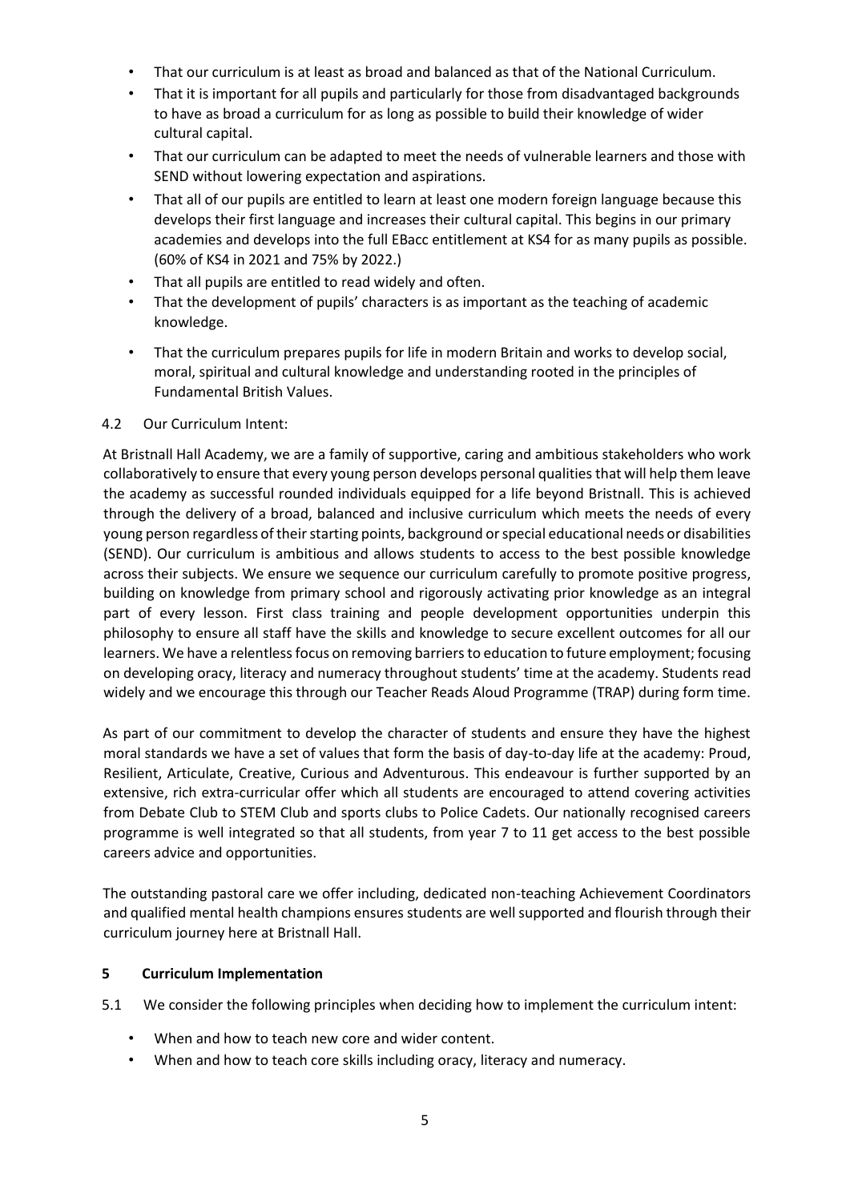- That our curriculum is at least as broad and balanced as that of the National Curriculum.
- That it is important for all pupils and particularly for those from disadvantaged backgrounds to have as broad a curriculum for as long as possible to build their knowledge of wider cultural capital.
- That our curriculum can be adapted to meet the needs of vulnerable learners and those with SEND without lowering expectation and aspirations.
- That all of our pupils are entitled to learn at least one modern foreign language because this develops their first language and increases their cultural capital. This begins in our primary academies and develops into the full EBacc entitlement at KS4 for as many pupils as possible. (60% of KS4 in 2021 and 75% by 2022.)
- That all pupils are entitled to read widely and often.
- That the development of pupils' characters is as important as the teaching of academic knowledge.
- That the curriculum prepares pupils for life in modern Britain and works to develop social, moral, spiritual and cultural knowledge and understanding rooted in the principles of Fundamental British Values.

4.2 Our Curriculum Intent:

At Bristnall Hall Academy, we are a family of supportive, caring and ambitious stakeholders who work collaboratively to ensure that every young person develops personal qualities that will help them leave the academy as successful rounded individuals equipped for a life beyond Bristnall. This is achieved through the delivery of a broad, balanced and inclusive curriculum which meets the needs of every young person regardless of their starting points, background or special educational needs or disabilities (SEND). Our curriculum is ambitious and allows students to access to the best possible knowledge across their subjects. We ensure we sequence our curriculum carefully to promote positive progress, building on knowledge from primary school and rigorously activating prior knowledge as an integral part of every lesson. First class training and people development opportunities underpin this philosophy to ensure all staff have the skills and knowledge to secure excellent outcomes for all our learners. We have a relentless focus on removing barriers to education to future employment; focusing on developing oracy, literacy and numeracy throughout students' time at the academy. Students read widely and we encourage this through our Teacher Reads Aloud Programme (TRAP) during form time.

As part of our commitment to develop the character of students and ensure they have the highest moral standards we have a set of values that form the basis of day-to-day life at the academy: Proud, Resilient, Articulate, Creative, Curious and Adventurous. This endeavour is further supported by an extensive, rich extra-curricular offer which all students are encouraged to attend covering activities from Debate Club to STEM Club and sports clubs to Police Cadets. Our nationally recognised careers programme is well integrated so that all students, from year 7 to 11 get access to the best possible careers advice and opportunities.

The outstanding pastoral care we offer including, dedicated non-teaching Achievement Coordinators and qualified mental health champions ensures students are well supported and flourish through their curriculum journey here at Bristnall Hall.

## 5 Curriculum Implementation

5.1 We consider the following principles when deciding how to implement the curriculum intent:

- When and how to teach new core and wider content.
- When and how to teach core skills including oracy, literacy and numeracy.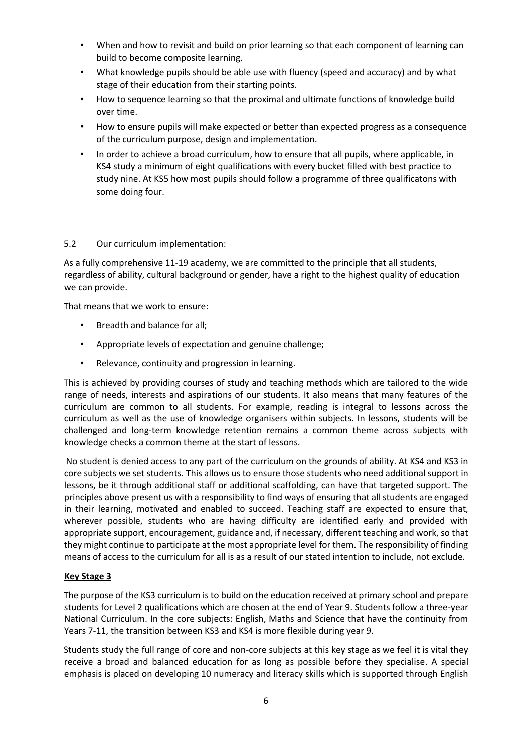- When and how to revisit and build on prior learning so that each component of learning can build to become composite learning.
- What knowledge pupils should be able use with fluency (speed and accuracy) and by what stage of their education from their starting points.
- How to sequence learning so that the proximal and ultimate functions of knowledge build over time.
- How to ensure pupils will make expected or better than expected progress as a consequence of the curriculum purpose, design and implementation.
- In order to achieve a broad curriculum, how to ensure that all pupils, where applicable, in KS4 study a minimum of eight qualifications with every bucket filled with best practice to study nine. At KS5 how most pupils should follow a programme of three qualificatons with some doing four.

5.2 Our curriculum implementation:

As a fully comprehensive 11-19 academy, we are committed to the principle that all students, regardless of ability, cultural background or gender, have a right to the highest quality of education we can provide.

That means that we work to ensure:

- Breadth and balance for all;
- Appropriate levels of expectation and genuine challenge;
- Relevance, continuity and progression in learning.

This is achieved by providing courses of study and teaching methods which are tailored to the wide range of needs, interests and aspirations of our students. It also means that many features of the curriculum are common to all students. For example, reading is integral to lessons across the curriculum as well as the use of knowledge organisers within subjects. In lessons, students will be challenged and long-term knowledge retention remains a common theme across subjects with knowledge checks a common theme at the start of lessons.

No student is denied access to any part of the curriculum on the grounds of ability. At KS4 and KS3 in core subjects we set students. This allows us to ensure those students who need additional support in lessons, be it through additional staff or additional scaffolding, can have that targeted support. The principles above present us with a responsibility to find ways of ensuring that all students are engaged in their learning, motivated and enabled to succeed. Teaching staff are expected to ensure that, wherever possible, students who are having difficulty are identified early and provided with appropriate support, encouragement, guidance and, if necessary, different teaching and work, so that they might continue to participate at the most appropriate level for them. The responsibility of finding means of access to the curriculum for all is as a result of our stated intention to include, not exclude.

**Key Stage 3**

The purpose of the KS3 curriculum is to build on the education received at primary school and prepare students for Level 2 qualifications which are chosen at the end of Year 9. Students follow a three-year National Curriculum. In the core subjects: English, Maths and Science that have the continuity from Years 7-11, the transition between KS3 and KS4 is more flexible during year 9.

Students study the full range of core and non-core subjects at this key stage as we feel it is vital they receive a broad and balanced education for as long as possible before they specialise. A special emphasis is placed on developing 10 numeracy and literacy skills which is supported through English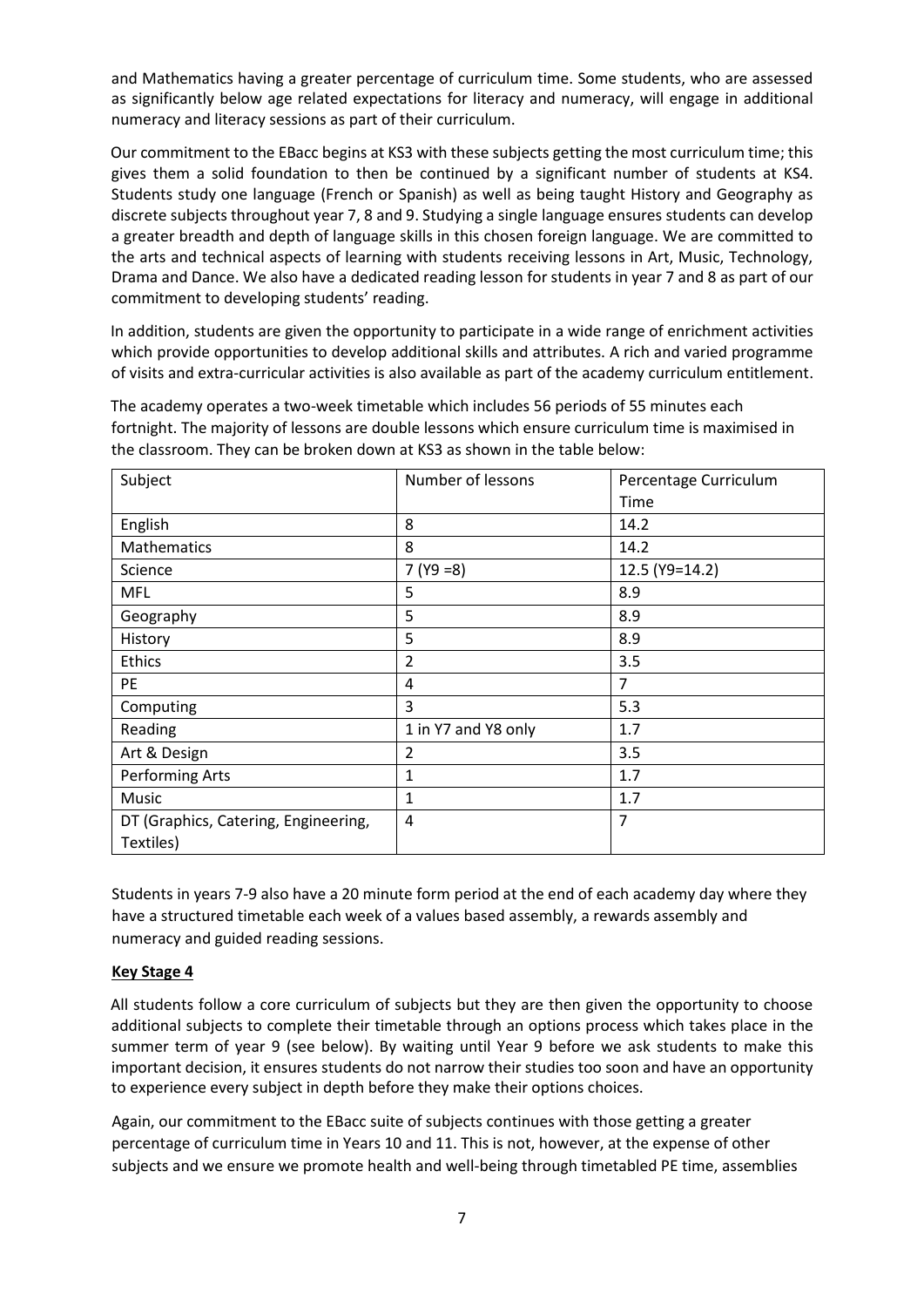and Mathematics having a greater percentage of curriculum time. Some students, who are assessed as significantly below age related expectations for literacy and numeracy, will engage in additional numeracy and literacy sessions as part of their curriculum.

Our commitment to the EBacc begins at KS3 with these subjects getting the most curriculum time; this gives them a solid foundation to then be continued by a significant number of students at KS4. Students study one language (French or Spanish) as well as being taught History and Geography as discrete subjects throughout year 7, 8 and 9. Studying a single language ensures students can develop a greater breadth and depth of language skills in this chosen foreign language. We are committed to the arts and technical aspects of learning with students receiving lessons in Art, Music, Technology, Drama and Dance. We also have a dedicated reading lesson for students in year 7 and 8 as part of our commitment to developing students' reading.

In addition, students are given the opportunity to participate in a wide range of enrichment activities which provide opportunities to develop additional skills and attributes. A rich and varied programme of visits and extra-curricular activities is also available as part of the academy curriculum entitlement.

The academy operates a two-week timetable which includes 56 periods of 55 minutes each fortnight. The majority of lessons are double lessons which ensure curriculum time is maximised in the classroom. They can be broken down at KS3 as shown in the table below:

| Subject | Number of lessons | Percentage Curriculum Time |
|---|---|---|
| English | 8 | 14.2 |
| Mathematics | 8 | 14.2 |
| Science | 7 (Y9 =8) | 12.5 (Y9=14.2) |
| MFL | 5 | 8.9 |
| Geography | 5 | 8.9 |
| History | 5 | 8.9 |
| Ethics | 2 | 3.5 |
| PE | 4 | 7 |
| Computing | 3 | 5.3 |
| Reading | 1 in Y7 and Y8 only | 1.7 |
| Art & Design | 2 | 3.5 |
| Performing Arts | 1 | 1.7 |
| Music | 1 | 1.7 |
| DT (Graphics, Catering, Engineering, Textiles) | 4 | 7 |

Students in years 7-9 also have a 20 minute form period at the end of each academy day where they have a structured timetable each week of a values based assembly, a rewards assembly and numeracy and guided reading sessions.

## Key Stage 4

All students follow a core curriculum of subjects but they are then given the opportunity to choose additional subjects to complete their timetable through an options process which takes place in the summer term of year 9 (see below). By waiting until Year 9 before we ask students to make this important decision, it ensures students do not narrow their studies too soon and have an opportunity to experience every subject in depth before they make their options choices.

Again, our commitment to the EBacc suite of subjects continues with those getting a greater percentage of curriculum time in Years 10 and 11. This is not, however, at the expense of other subjects and we ensure we promote health and well-being through timetabled PE time, assemblies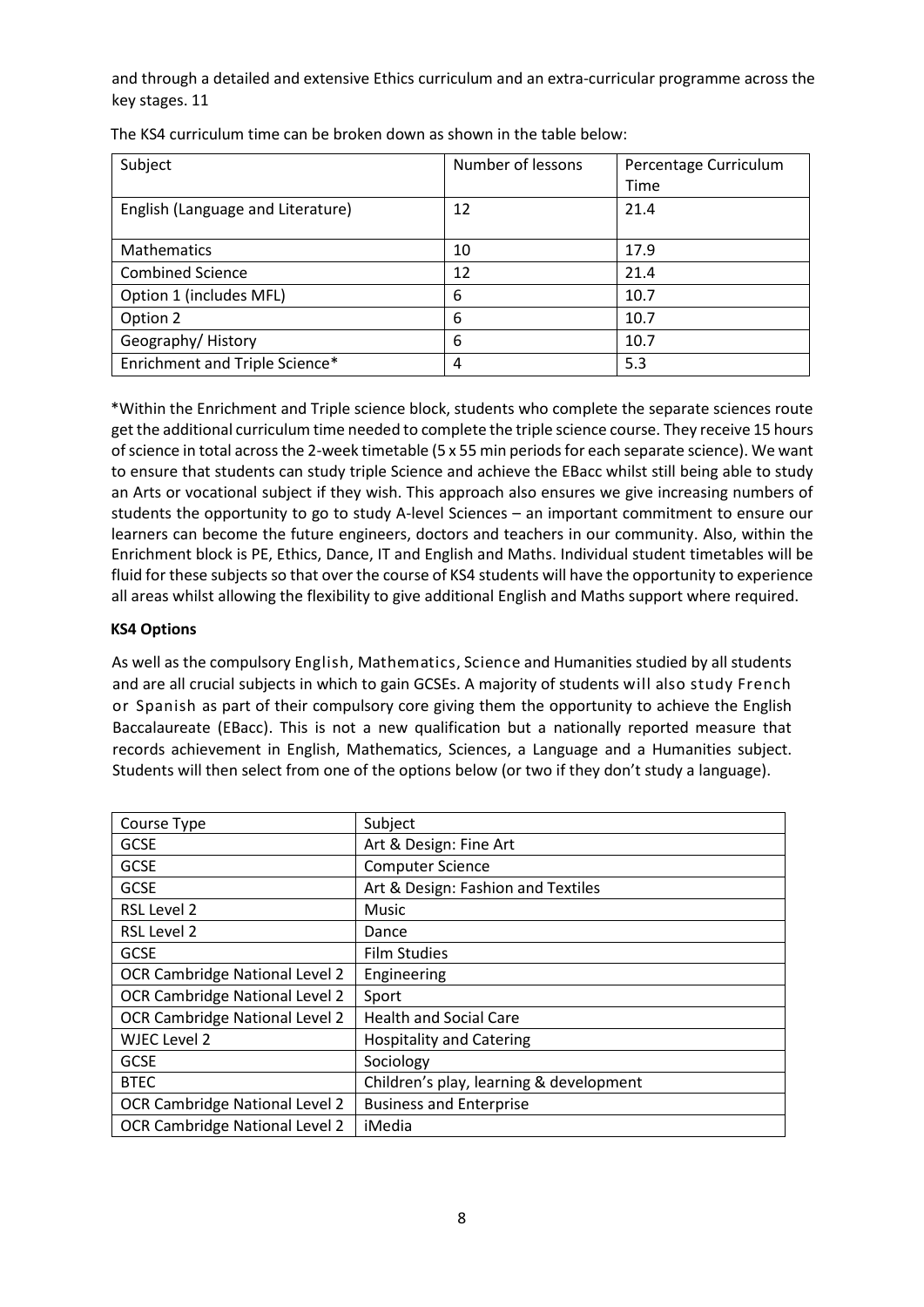and through a detailed and extensive Ethics curriculum and an extra-curricular programme across the key stages. 11

The KS4 curriculum time can be broken down as shown in the table below:

| Subject | Number of lessons | Percentage Curriculum Time |
|---|---|---|
| English (Language and Literature) | 12 | 21.4 |
| Mathematics | 10 | 17.9 |
| Combined Science | 12 | 21.4 |
| Option 1 (includes MFL) | 6 | 10.7 |
| Option 2 | 6 | 10.7 |
| Geography/ History | 6 | 10.7 |
| Enrichment and Triple Science* | 4 | 5.3 |

*Within the Enrichment and Triple science block, students who complete the separate sciences route get the additional curriculum time needed to complete the triple science course. They receive 15 hours of science in total across the 2-week timetable (5 x 55 min periods for each separate science). We want to ensure that students can study triple Science and achieve the EBacc whilst still being able to study an Arts or vocational subject if they wish. This approach also ensures we give increasing numbers of students the opportunity to go to study A-level Sciences – an important commitment to ensure our learners can become the future engineers, doctors and teachers in our community. Also, within the Enrichment block is PE, Ethics, Dance, IT and English and Maths. Individual student timetables will be fluid for these subjects so that over the course of KS4 students will have the opportunity to experience all areas whilst allowing the flexibility to give additional English and Maths support where required.

**KS4 Options**

As well as the compulsory English, Mathematics, Science and Humanities studied by all students and are all crucial subjects in which to gain GCSEs. A majority of students will also study French or Spanish as part of their compulsory core giving them the opportunity to achieve the English Baccalaureate (EBacc). This is not a new qualification but a nationally reported measure that records achievement in English, Mathematics, Sciences, a Language and a Humanities subject. Students will then select from one of the options below (or two if they don't study a language).

| Course Type | Subject |
|---|---|
| GCSE | Art & Design: Fine Art |
| GCSE | Computer Science |
| GCSE | Art & Design: Fashion and Textiles |
| RSL Level 2 | Music |
| RSL Level 2 | Dance |
| GCSE | Film Studies |
| OCR Cambridge National Level 2 | Engineering |
| OCR Cambridge National Level 2 | Sport |
| OCR Cambridge National Level 2 | Health and Social Care |
| WJEC Level 2 | Hospitality and Catering |
| GCSE | Sociology |
| BTEC | Children's play, learning & development |
| OCR Cambridge National Level 2 | Business and Enterprise |
| OCR Cambridge National Level 2 | iMedia |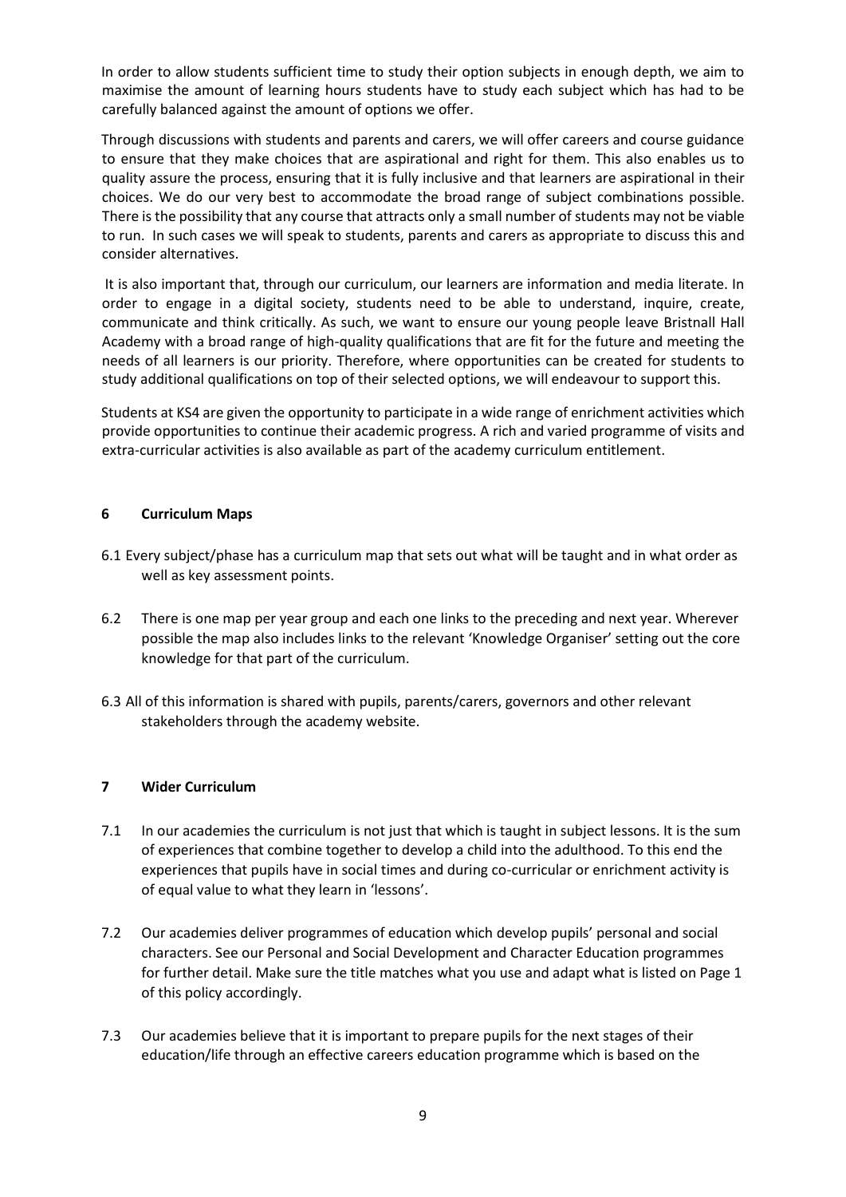In order to allow students sufficient time to study their option subjects in enough depth, we aim to maximise the amount of learning hours students have to study each subject which has had to be carefully balanced against the amount of options we offer.

Through discussions with students and parents and carers, we will offer careers and course guidance to ensure that they make choices that are aspirational and right for them. This also enables us to quality assure the process, ensuring that it is fully inclusive and that learners are aspirational in their choices. We do our very best to accommodate the broad range of subject combinations possible. There is the possibility that any course that attracts only a small number of students may not be viable to run. In such cases we will speak to students, parents and carers as appropriate to discuss this and consider alternatives.

It is also important that, through our curriculum, our learners are information and media literate. In order to engage in a digital society, students need to be able to understand, inquire, create, communicate and think critically. As such, we want to ensure our young people leave Bristnall Hall Academy with a broad range of high-quality qualifications that are fit for the future and meeting the needs of all learners is our priority. Therefore, where opportunities can be created for students to study additional qualifications on top of their selected options, we will endeavour to support this.

Students at KS4 are given the opportunity to participate in a wide range of enrichment activities which provide opportunities to continue their academic progress. A rich and varied programme of visits and extra-curricular activities is also available as part of the academy curriculum entitlement.

## 6 Curriculum Maps

6.1 Every subject/phase has a curriculum map that sets out what will be taught and in what order as well as key assessment points.

6.2 There is one map per year group and each one links to the preceding and next year. Wherever possible the map also includes links to the relevant 'Knowledge Organiser' setting out the core knowledge for that part of the curriculum.

6.3 All of this information is shared with pupils, parents/carers, governors and other relevant stakeholders through the academy website.

## 7 Wider Curriculum

7.1 In our academies the curriculum is not just that which is taught in subject lessons. It is the sum of experiences that combine together to develop a child into the adulthood. To this end the experiences that pupils have in social times and during co-curricular or enrichment activity is of equal value to what they learn in 'lessons'.

7.2 Our academies deliver programmes of education which develop pupils' personal and social characters. See our Personal and Social Development and Character Education programmes for further detail. Make sure the title matches what you use and adapt what is listed on Page 1 of this policy accordingly.

7.3 Our academies believe that it is important to prepare pupils for the next stages of their education/life through an effective careers education programme which is based on the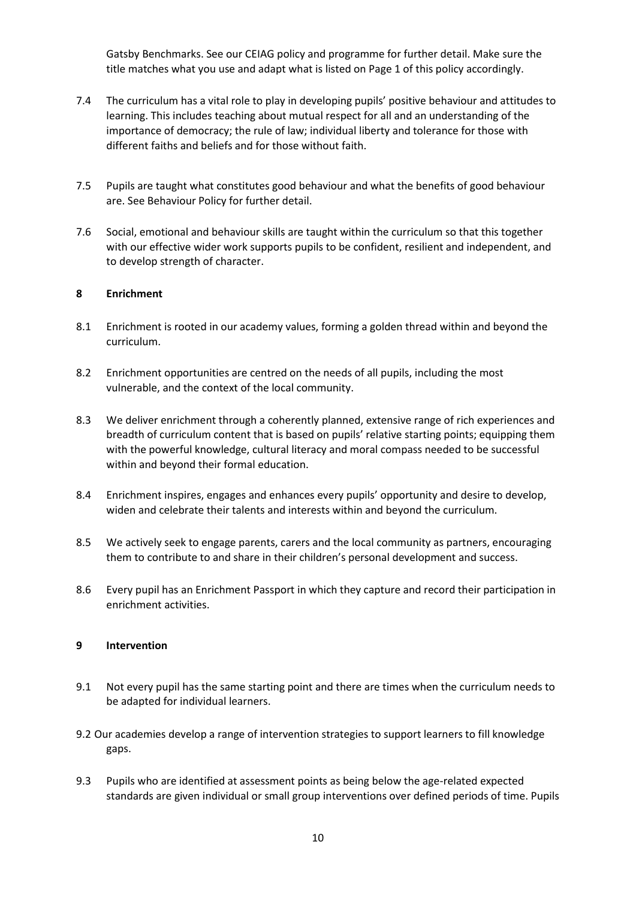Gatsby Benchmarks. See our CEIAG policy and programme for further detail. Make sure the title matches what you use and adapt what is listed on Page 1 of this policy accordingly.

7.4 The curriculum has a vital role to play in developing pupils' positive behaviour and attitudes to learning. This includes teaching about mutual respect for all and an understanding of the importance of democracy; the rule of law; individual liberty and tolerance for those with different faiths and beliefs and for those without faith.

7.5 Pupils are taught what constitutes good behaviour and what the benefits of good behaviour are. See Behaviour Policy for further detail.

7.6 Social, emotional and behaviour skills are taught within the curriculum so that this together with our effective wider work supports pupils to be confident, resilient and independent, and to develop strength of character.

## 8 Enrichment

8.1 Enrichment is rooted in our academy values, forming a golden thread within and beyond the curriculum.

8.2 Enrichment opportunities are centred on the needs of all pupils, including the most vulnerable, and the context of the local community.

8.3 We deliver enrichment through a coherently planned, extensive range of rich experiences and breadth of curriculum content that is based on pupils' relative starting points; equipping them with the powerful knowledge, cultural literacy and moral compass needed to be successful within and beyond their formal education.

8.4 Enrichment inspires, engages and enhances every pupils' opportunity and desire to develop, widen and celebrate their talents and interests within and beyond the curriculum.

8.5 We actively seek to engage parents, carers and the local community as partners, encouraging them to contribute to and share in their children's personal development and success.

8.6 Every pupil has an Enrichment Passport in which they capture and record their participation in enrichment activities.

## 9 Intervention

9.1 Not every pupil has the same starting point and there are times when the curriculum needs to be adapted for individual learners.

9.2 Our academies develop a range of intervention strategies to support learners to fill knowledge gaps.

9.3 Pupils who are identified at assessment points as being below the age-related expected standards are given individual or small group interventions over defined periods of time. Pupils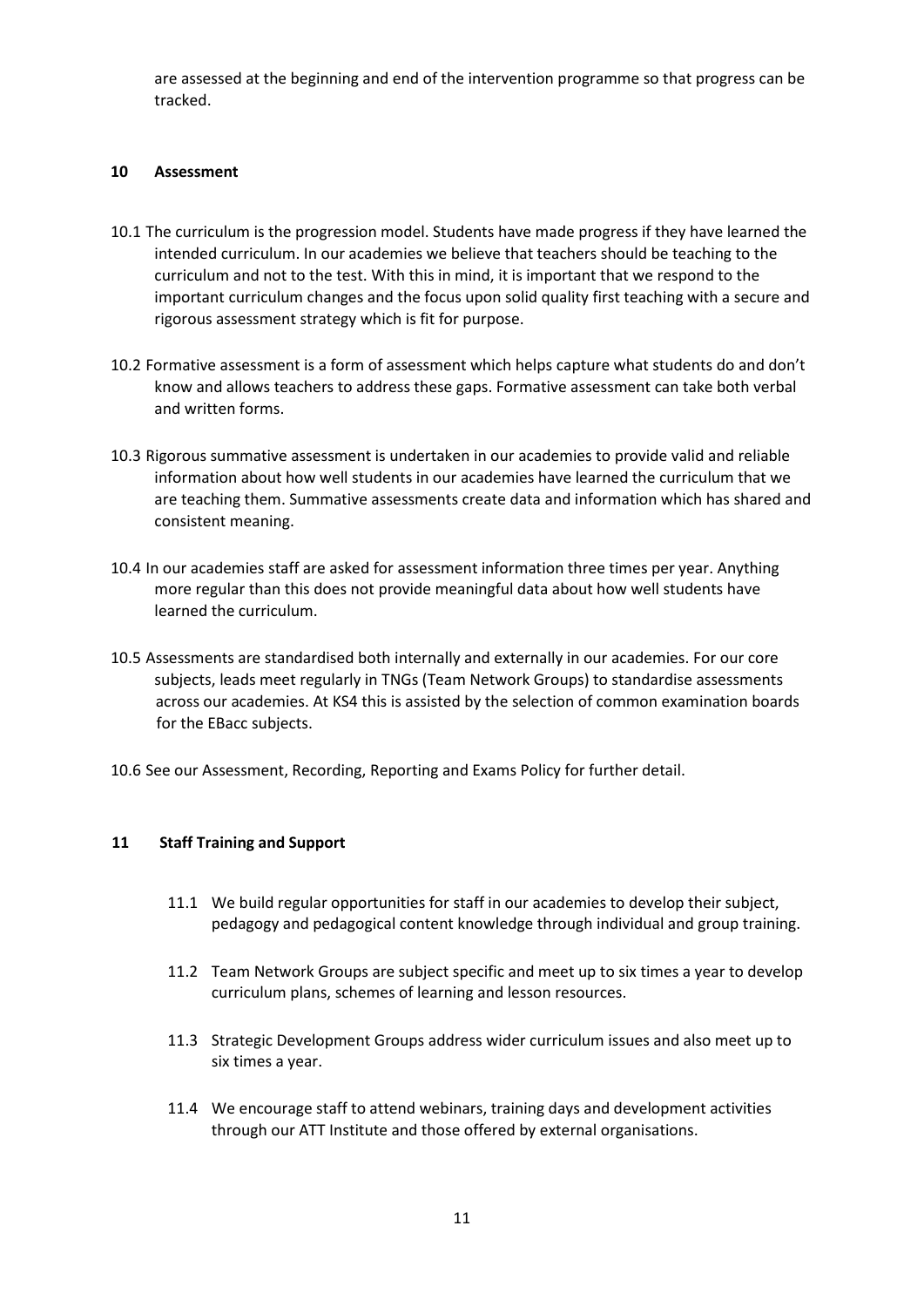are assessed at the beginning and end of the intervention programme so that progress can be tracked.

## 10 Assessment

10.1 The curriculum is the progression model. Students have made progress if they have learned the intended curriculum. In our academies we believe that teachers should be teaching to the curriculum and not to the test. With this in mind, it is important that we respond to the important curriculum changes and the focus upon solid quality first teaching with a secure and rigorous assessment strategy which is fit for purpose.

10.2 Formative assessment is a form of assessment which helps capture what students do and don't know and allows teachers to address these gaps. Formative assessment can take both verbal and written forms.

10.3 Rigorous summative assessment is undertaken in our academies to provide valid and reliable information about how well students in our academies have learned the curriculum that we are teaching them. Summative assessments create data and information which has shared and consistent meaning.

10.4 In our academies staff are asked for assessment information three times per year. Anything more regular than this does not provide meaningful data about how well students have learned the curriculum.

10.5 Assessments are standardised both internally and externally in our academies. For our core subjects, leads meet regularly in TNGs (Team Network Groups) to standardise assessments across our academies. At KS4 this is assisted by the selection of common examination boards for the EBacc subjects.

10.6 See our Assessment, Recording, Reporting and Exams Policy for further detail.

## 11 Staff Training and Support

11.1 We build regular opportunities for staff in our academies to develop their subject, pedagogy and pedagogical content knowledge through individual and group training.

11.2 Team Network Groups are subject specific and meet up to six times a year to develop curriculum plans, schemes of learning and lesson resources.

11.3 Strategic Development Groups address wider curriculum issues and also meet up to six times a year.

11.4 We encourage staff to attend webinars, training days and development activities through our ATT Institute and those offered by external organisations.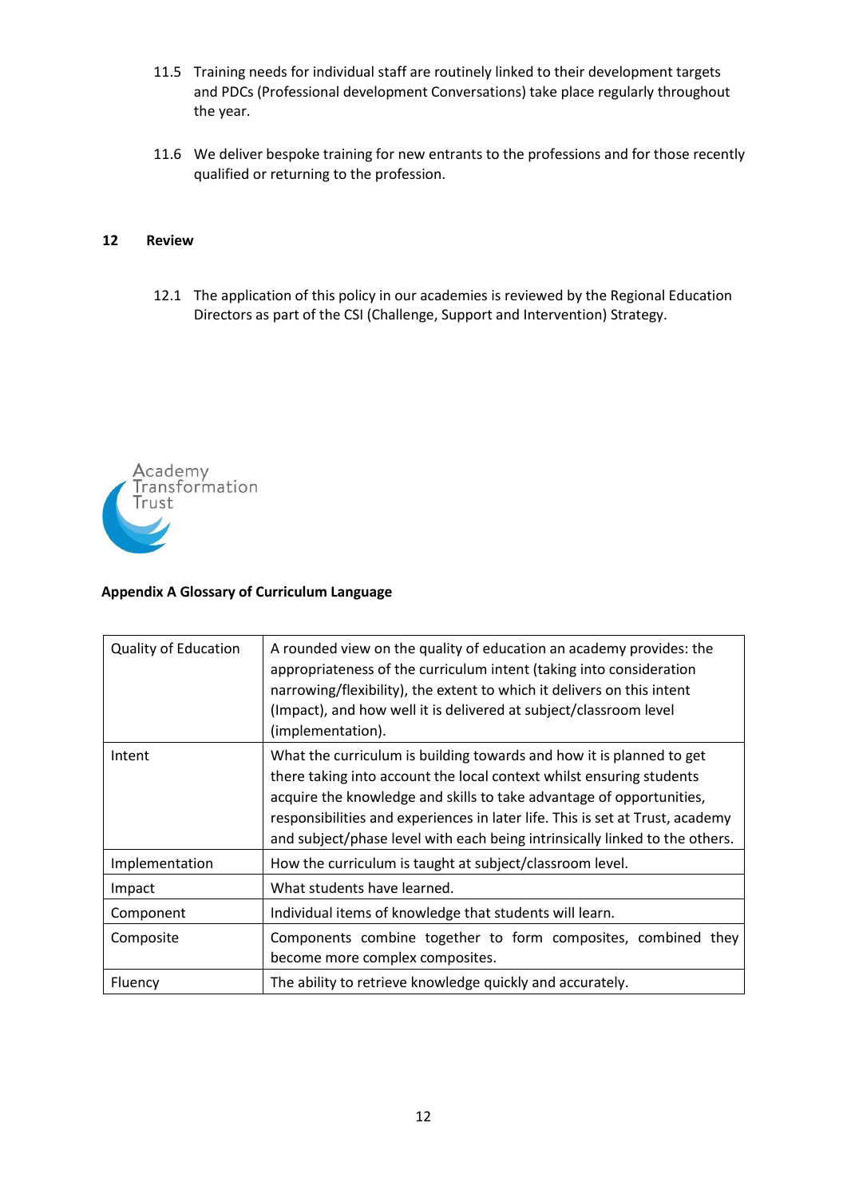11.5 Training needs for individual staff are routinely linked to their development targets and PDCs (Professional development Conversations) take place regularly throughout the year.

11.6 We deliver bespoke training for new entrants to the professions and for those recently qualified or returning to the profession.

## 12 Review

12.1 The application of this policy in our academies is reviewed by the Regional Education Directors as part of the CSI (Challenge, Support and Intervention) Strategy.

Academy Transformation Trust

### Appendix A Glossary of Curriculum Language

| | |
|---|---|
| Quality of Education | A rounded view on the quality of education an academy provides: the appropriateness of the curriculum intent (taking into consideration narrowing/flexibility), the extent to which it delivers on this intent (Impact), and how well it is delivered at subject/classroom level (implementation). |
| Intent | What the curriculum is building towards and how it is planned to get there taking into account the local context whilst ensuring students acquire the knowledge and skills to take advantage of opportunities, responsibilities and experiences in later life. This is set at Trust, academy and subject/phase level with each being intrinsically linked to the others. |
| Implementation | How the curriculum is taught at subject/classroom level. |
| Impact | What students have learned. |
| Component | Individual items of knowledge that students will learn. |
| Composite | Components combine together to form composites, combined they become more complex composites. |
| Fluency | The ability to retrieve knowledge quickly and accurately. |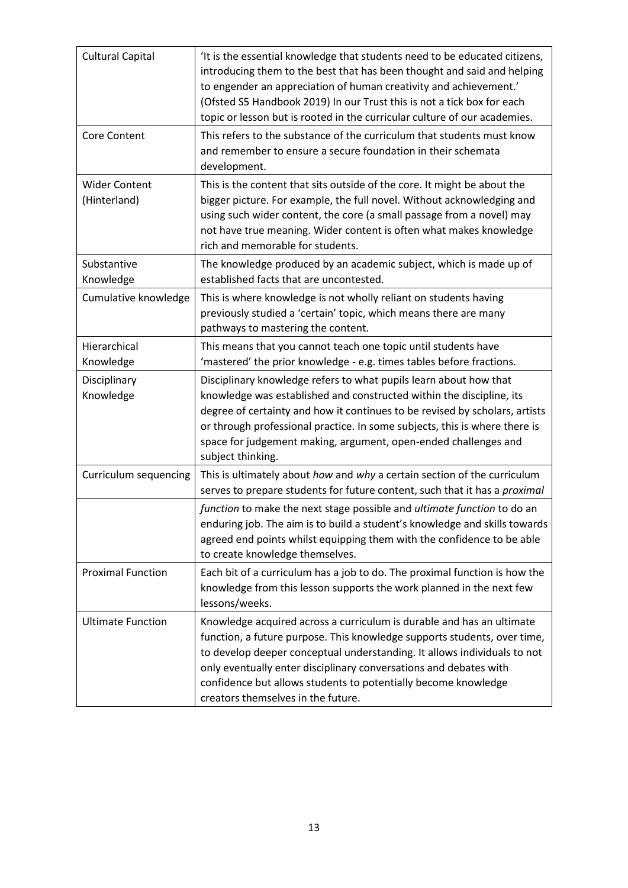| | |
|---|---|
| Cultural Capital | 'It is the essential knowledge that students need to be educated citizens, introducing them to the best that has been thought and said and helping to engender an appreciation of human creativity and achievement.' (Ofsted S5 Handbook 2019) In our Trust this is not a tick box for each topic or lesson but is rooted in the curricular culture of our academies. |
| Core Content | This refers to the substance of the curriculum that students must know and remember to ensure a secure foundation in their schemata development. |
| Wider Content (Hinterland) | This is the content that sits outside of the core. It might be about the bigger picture. For example, the full novel. Without acknowledging and using such wider content, the core (a small passage from a novel) may not have true meaning. Wider content is often what makes knowledge rich and memorable for students. |
| Substantive Knowledge | The knowledge produced by an academic subject, which is made up of established facts that are uncontested. |
| Cumulative knowledge | This is where knowledge is not wholly reliant on students having previously studied a 'certain' topic, which means there are many pathways to mastering the content. |
| Hierarchical Knowledge | This means that you cannot teach one topic until students have 'mastered' the prior knowledge - e.g. times tables before fractions. |
| Disciplinary Knowledge | Disciplinary knowledge refers to what pupils learn about how that knowledge was established and constructed within the discipline, its degree of certainty and how it continues to be revised by scholars, artists or through professional practice. In some subjects, this is where there is space for judgement making, argument, open-ended challenges and subject thinking. |
| Curriculum sequencing | This is ultimately about *how* and *why* a certain section of the curriculum serves to prepare students for future content, such that it has a *proximal function* to make the next stage possible and *ultimate function* to do an enduring job. The aim is to build a student's knowledge and skills towards agreed end points whilst equipping them with the confidence to be able to create knowledge themselves. |
| Proximal Function | Each bit of a curriculum has a job to do. The proximal function is how the knowledge from this lesson supports the work planned in the next few lessons/weeks. |
| Ultimate Function | Knowledge acquired across a curriculum is durable and has an ultimate function, a future purpose. This knowledge supports students, over time, to develop deeper conceptual understanding. It allows individuals to not only eventually enter disciplinary conversations and debates with confidence but allows students to potentially become knowledge creators themselves in the future. |